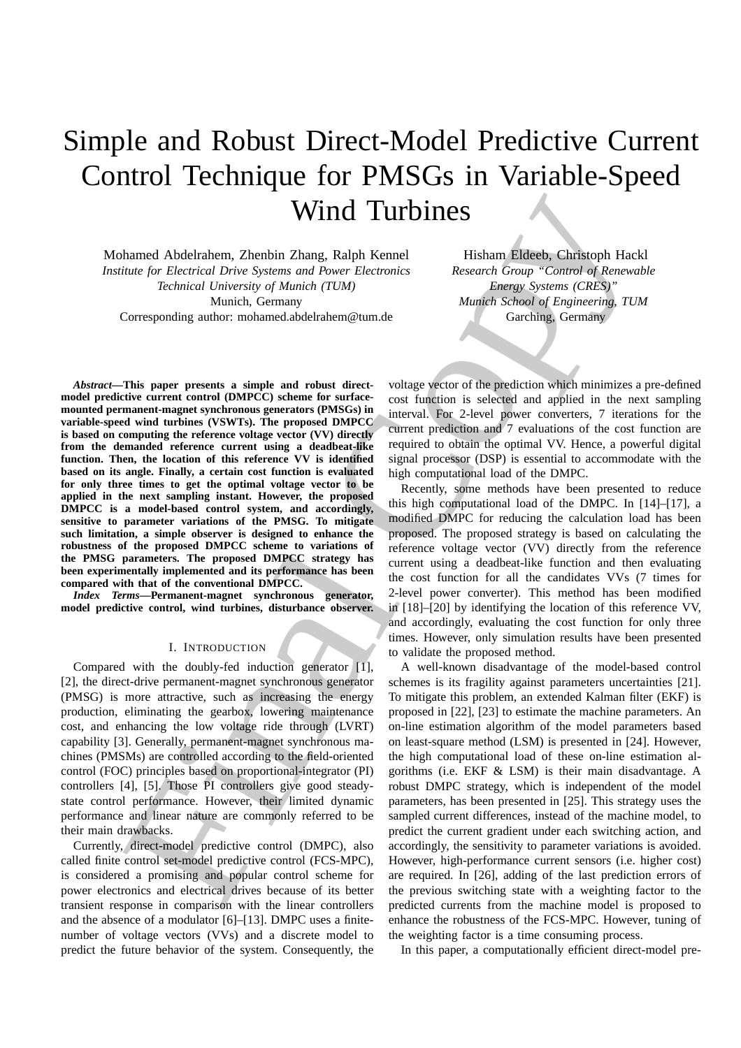# Simple and Robust Direct-Model Predictive Current Control Technique for PMSGs in Variable-Speed Wind Turbines

Mohamed Abdelrahem, Zhenbin Zhang, Ralph Kennel
*Institute for Electrical Drive Systems and Power Electronics*
*Technical University of Munich (TUM)*
Munich, Germany
Corresponding author: mohamed.abdelrahem@tum.de

Hisham Eldeeb, Christoph Hackl
*Research Group "Control of Renewable Energy Systems (CRES)"*
*Munich School of Engineering, TUM*
Garching, Germany

***Abstract*—This paper presents a simple and robust direct-model predictive current control (DMPCC) scheme for surface-mounted permanent-magnet synchronous generators (PMSGs) in variable-speed wind turbines (VSWTs). The proposed DMPCC is based on computing the reference voltage vector (VV) directly from the demanded reference current using a deadbeat-like function. Then, the location of this reference VV is identified based on its angle. Finally, a certain cost function is evaluated for only three times to get the optimal voltage vector to be applied in the next sampling instant. However, the proposed DMPCC is a model-based control system, and accordingly, sensitive to parameter variations of the PMSG. To mitigate such limitation, a simple observer is designed to enhance the robustness of the proposed DMPCC scheme to variations of the PMSG parameters. The proposed DMPCC strategy has been experimentally implemented and its performance has been compared with that of the conventional DMPCC.**

***Index Terms*—Permanent-magnet synchronous generator, model predictive control, wind turbines, disturbance observer.**

## I. Introduction

Compared with the doubly-fed induction generator [1], [2], the direct-drive permanent-magnet synchronous generator (PMSG) is more attractive, such as increasing the energy production, eliminating the gearbox, lowering maintenance cost, and enhancing the low voltage ride through (LVRT) capability [3]. Generally, permanent-magnet synchronous machines (PMSMs) are controlled according to the field-oriented control (FOC) principles based on proportional-integrator (PI) controllers [4], [5]. Those PI controllers give good steady-state control performance. However, their limited dynamic performance and linear nature are commonly referred to be their main drawbacks.

Currently, direct-model predictive control (DMPC), also called finite control set-model predictive control (FCS-MPC), is considered a promising and popular control scheme for power electronics and electrical drives because of its better transient response in comparison with the linear controllers and the absence of a modulator [6]–[13]. DMPC uses a finite-number of voltage vectors (VVs) and a discrete model to predict the future behavior of the system. Consequently, the voltage vector of the prediction which minimizes a pre-defined cost function is selected and applied in the next sampling interval. For 2-level power converters, 7 iterations for the current prediction and 7 evaluations of the cost function are required to obtain the optimal VV. Hence, a powerful digital signal processor (DSP) is essential to accommodate with the high computational load of the DMPC.

Recently, some methods have been presented to reduce this high computational load of the DMPC. In [14]–[17], a modified DMPC for reducing the calculation load has been proposed. The proposed strategy is based on calculating the reference voltage vector (VV) directly from the reference current using a deadbeat-like function and then evaluating the cost function for all the candidates VVs (7 times for 2-level power converter). This method has been modified in [18]–[20] by identifying the location of this reference VV, and accordingly, evaluating the cost function for only three times. However, only simulation results have been presented to validate the proposed method.

A well-known disadvantage of the model-based control schemes is its fragility against parameters uncertainties [21]. To mitigate this problem, an extended Kalman filter (EKF) is proposed in [22], [23] to estimate the machine parameters. An on-line estimation algorithm of the model parameters based on least-square method (LSM) is presented in [24]. However, the high computational load of these on-line estimation algorithms (i.e. EKF & LSM) is their main disadvantage. A robust DMPC strategy, which is independent of the model parameters, has been presented in [25]. This strategy uses the sampled current differences, instead of the machine model, to predict the current gradient under each switching action, and accordingly, the sensitivity to parameter variations is avoided. However, high-performance current sensors (i.e. higher cost) are required. In [26], adding of the last prediction errors of the previous switching state with a weighting factor to the predicted currents from the machine model is proposed to enhance the robustness of the FCS-MPC. However, tuning of the weighting factor is a time consuming process.

In this paper, a computationally efficient direct-model pre-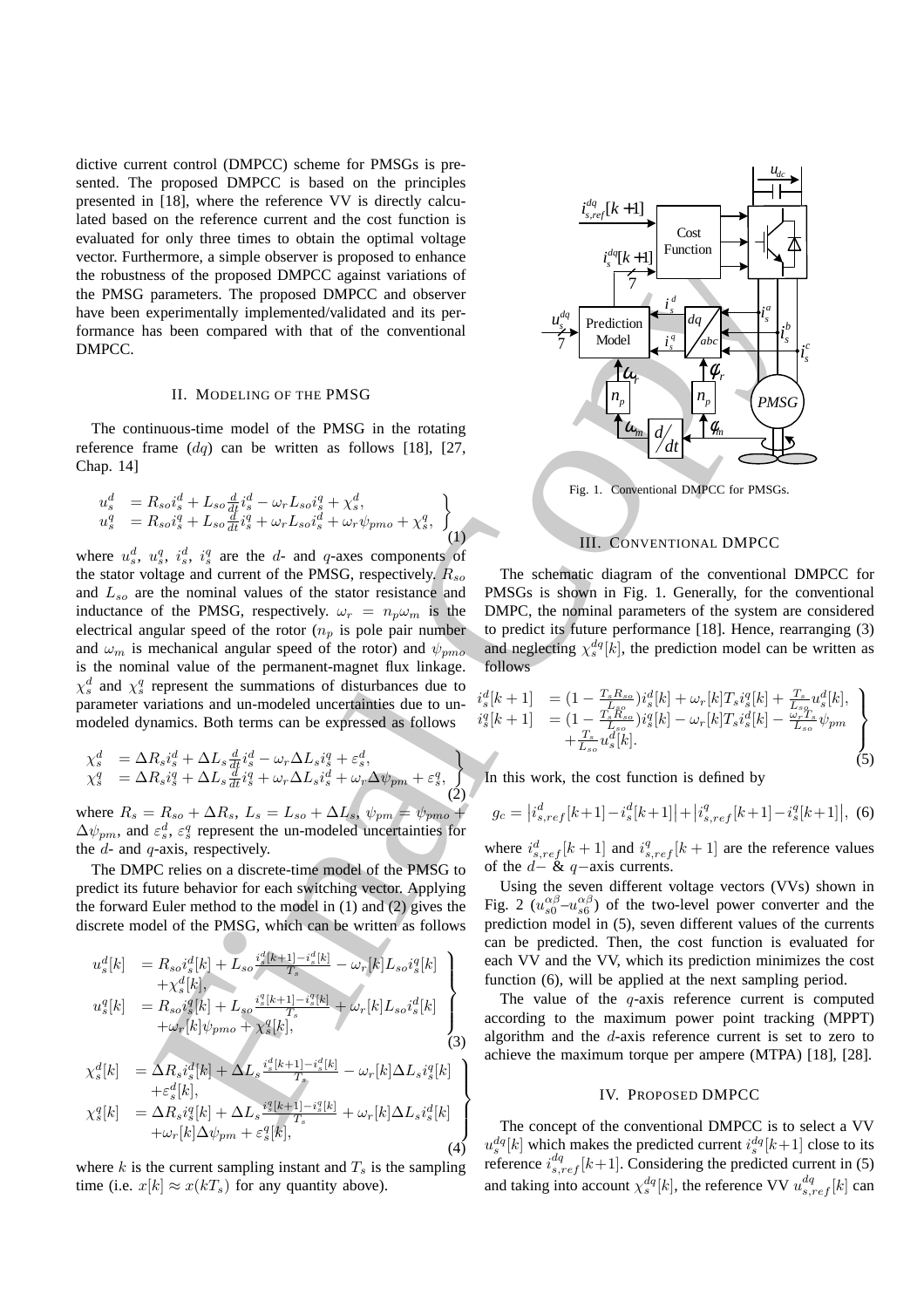dictive current control (DMPCC) scheme for PMSGs is presented. The proposed DMPCC is based on the principles presented in [18], where the reference VV is directly calculated based on the reference current and the cost function is evaluated for only three times to obtain the optimal voltage vector. Furthermore, a simple observer is proposed to enhance the robustness of the proposed DMPCC against variations of the PMSG parameters. The proposed DMPCC and observer have been experimentally implemented/validated and its performance has been compared with that of the conventional DMPCC.

## II. Modeling of the PMSG

The continuous-time model of the PMSG in the rotating reference frame ($dq$) can be written as follows [18], [27, Chap. 14]

$$\left.\begin{aligned} u_s^d &= R_{so} i_s^d + L_{so} \tfrac{d}{dt} i_s^d - \omega_r L_{so} i_s^q + \chi_s^d, \\ u_s^q &= R_{so} i_s^q + L_{so} \tfrac{d}{dt} i_s^q + \omega_r L_{so} i_s^d + \omega_r \psi_{pmo} + \chi_s^q, \end{aligned}\right\} \quad (1)$$

where $u_s^d$, $u_s^q$, $i_s^d$, $i_s^q$ are the $d$- and $q$-axes components of the stator voltage and current of the PMSG, respectively. $R_{so}$ and $L_{so}$ are the nominal values of the stator resistance and inductance of the PMSG, respectively. $\omega_r = n_p \omega_m$ is the electrical angular speed of the rotor ($n_p$ is pole pair number and $\omega_m$ is mechanical angular speed of the rotor) and $\psi_{pmo}$ is the nominal value of the permanent-magnet flux linkage. $\chi_s^d$ and $\chi_s^q$ represent the summations of disturbances due to parameter variations and un-modeled uncertainties due to un-modeled dynamics. Both terms can be expressed as follows

$$\left.\begin{aligned} \chi_s^d &= \Delta R_s i_s^d + \Delta L_s \tfrac{d}{dt} i_s^d - \omega_r \Delta L_s i_s^q + \varepsilon_s^d, \\ \chi_s^q &= \Delta R_s i_s^q + \Delta L_s \tfrac{d}{dt} i_s^q + \omega_r \Delta L_s i_s^d + \omega_r \Delta \psi_{pm} + \varepsilon_s^q, \end{aligned}\right\} \quad (2)$$

where $R_s = R_{so} + \Delta R_s$, $L_s = L_{so} + \Delta L_s$, $\psi_{pm} = \psi_{pmo} + \Delta \psi_{pm}$, and $\varepsilon_s^d$, $\varepsilon_s^q$ represent the un-modeled uncertainties for the $d$- and $q$-axis, respectively.

The DMPC relies on a discrete-time model of the PMSG to predict its future behavior for each switching vector. Applying the forward Euler method to the model in (1) and (2) gives the discrete model of the PMSG, which can be written as follows

$$\left.\begin{aligned} u_s^d[k] &= R_{so} i_s^d[k] + L_{so} \tfrac{i_s^d[k+1] - i_s^d[k]}{T_s} - \omega_r[k] L_{so} i_s^q[k] \\ &\quad + \chi_s^d[k], \\ u_s^q[k] &= R_{so} i_s^q[k] + L_{so} \tfrac{i_s^q[k+1] - i_s^q[k]}{T_s} + \omega_r[k] L_{so} i_s^d[k] \\ &\quad + \omega_r[k] \psi_{pmo} + \chi_s^q[k], \end{aligned}\right\} \quad (3)$$

$$\left.\begin{aligned} \chi_s^d[k] &= \Delta R_s i_s^d[k] + \Delta L_s \tfrac{i_s^d[k+1] - i_s^d[k]}{T_s} - \omega_r[k] \Delta L_s i_s^q[k] \\ &\quad + \varepsilon_s^d[k], \\ \chi_s^q[k] &= \Delta R_s i_s^q[k] + \Delta L_s \tfrac{i_s^q[k+1] - i_s^q[k]}{T_s} + \omega_r[k] \Delta L_s i_s^d[k] \\ &\quad + \omega_r[k] \Delta \psi_{pm} + \varepsilon_s^q[k], \end{aligned}\right\} \quad (4)$$

where $k$ is the current sampling instant and $T_s$ is the sampling time (i.e. $x[k] \approx x(kT_s)$ for any quantity above).

$i_{s,ref}^{dq}[k+1]$

Cost Function

$i_s^{dq}[k+1]$

7

$u_s^{dq}$

7

Prediction Model

$i_s^d$

$i_s^q$

dq

abc

$i_s^a$

$i_s^b$

$i_s^c$

$u_{dc}$

$\omega_r$

$\phi_r$

$n_p$

$n_p$

PMSG

$\omega_m$

$d/dt$

$\phi_m$

Fig. 1. Conventional DMPCC for PMSGs.

## III. Conventional DMPCC

The schematic diagram of the conventional DMPCC for PMSGs is shown in Fig. 1. Generally, for the conventional DMPC, the nominal parameters of the system are considered to predict its future performance [18]. Hence, rearranging (3) and neglecting $\chi_s^{dq}[k]$, the prediction model can be written as follows

$$\left.\begin{aligned} i_s^d[k+1] &= (1 - \tfrac{T_s R_{so}}{L_{so}}) i_s^d[k] + \omega_r[k] T_s i_s^q[k] + \tfrac{T_s}{L_{so}} u_s^d[k], \\ i_s^q[k+1] &= (1 - \tfrac{T_s R_{so}}{L_{so}}) i_s^q[k] - \omega_r[k] T_s i_s^d[k] - \tfrac{\omega_r T_s}{L_{so}} \psi_{pm} \\ &\quad + \tfrac{T_s}{L_{so}} u_s^q[k]. \end{aligned}\right\} \quad (5)$$

In this work, the cost function is defined by

$$g_c = \left| i_{s,ref}^d[k+1] - i_s^d[k+1] \right| + \left| i_{s,ref}^q[k+1] - i_s^q[k+1] \right|, \quad (6)$$

where $i_{s,ref}^d[k+1]$ and $i_{s,ref}^q[k+1]$ are the reference values of the $d-$ & $q-$axis currents.

Using the seven different voltage vectors (VVs) shown in Fig. 2 ($u_{s0}^{\alpha\beta}$–$u_{s6}^{\alpha\beta}$) of the two-level power converter and the prediction model in (5), seven different values of the currents can be predicted. Then, the cost function is evaluated for each VV and the VV, which its prediction minimizes the cost function (6), will be applied at the next sampling period.

The value of the $q$-axis reference current is computed according to the maximum power point tracking (MPPT) algorithm and the $d$-axis reference current is set to zero to achieve the maximum torque per ampere (MTPA) [18], [28].

## IV. Proposed DMPCC

The concept of the conventional DMPCC is to select a VV $u_s^{dq}[k]$ which makes the predicted current $i_s^{dq}[k+1]$ close to its reference $i_{s,ref}^{dq}[k+1]$. Considering the predicted current in (5) and taking into account $\chi_s^{dq}[k]$, the reference VV $u_{s,ref}^{dq}[k]$ can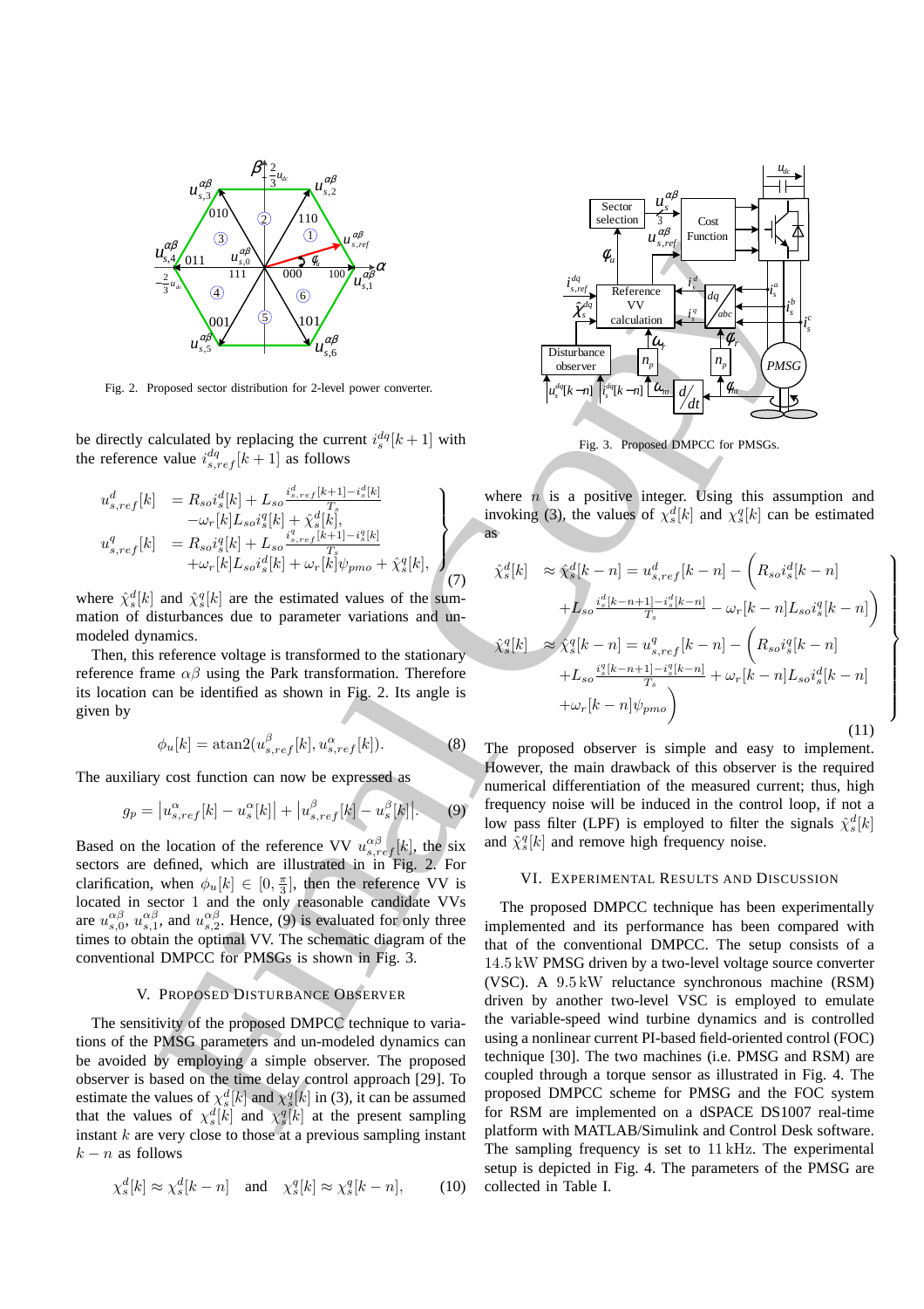Fig. 2. Proposed sector distribution for 2-level power converter.

Fig. 3. Proposed DMPCC for PMSGs.

be directly calculated by replacing the current $i_s^{dq}[k+1]$ with the reference value $i_{s,ref}^{dq}[k+1]$ as follows

$$
\left.
\begin{aligned}
u_{s,ref}^d[k] &= R_{so} i_s^d[k] + L_{so}\frac{i_{s,ref}^d[k+1]-i_s^d[k]}{T_s} \\
&\quad -\omega_r[k] L_{so} i_s^q[k] + \hat{\chi}_s^d[k], \\
u_{s,ref}^q[k] &= R_{so} i_s^q[k] + L_{so}\frac{i_{s,ref}^q[k+1]-i_s^q[k]}{T_s} \\
&\quad +\omega_r[k] L_{so} i_s^d[k] + \omega_r[k]\psi_{pmo} + \hat{\chi}_s^q[k],
\end{aligned}
\right\} \tag{7}
$$

where $\hat{\chi}_s^d[k]$ and $\hat{\chi}_s^q[k]$ are the estimated values of the summation of disturbances due to parameter variations and un-modeled dynamics.

Then, this reference voltage is transformed to the stationary reference frame $\alpha\beta$ using the Park transformation. Therefore its location can be identified as shown in Fig. 2. Its angle is given by

$$
\phi_u[k] = \text{atan2}(u_{s,ref}^\beta[k], u_{s,ref}^\alpha[k]). \tag{8}
$$

The auxiliary cost function can now be expressed as

$$
g_p = \left|u_{s,ref}^\alpha[k] - u_s^\alpha[k]\right| + \left|u_{s,ref}^\beta[k] - u_s^\beta[k]\right|. \tag{9}
$$

Based on the location of the reference VV $u_{s,ref}^{\alpha\beta}[k]$, the six sectors are defined, which are illustrated in in Fig. 2. For clarification, when $\phi_u[k] \in [0, \frac{\pi}{3}]$, then the reference VV is located in sector 1 and the only reasonable candidate VVs are $u_{s,0}^{\alpha\beta}$, $u_{s,1}^{\alpha\beta}$, and $u_{s,2}^{\alpha\beta}$. Hence, (9) is evaluated for only three times to obtain the optimal VV. The schematic diagram of the conventional DMPCC for PMSGs is shown in Fig. 3.

## V. Proposed Disturbance Observer

The sensitivity of the proposed DMPCC technique to variations of the PMSG parameters and un-modeled dynamics can be avoided by employing a simple observer. The proposed observer is based on the time delay control approach [29]. To estimate the values of $\chi_s^d[k]$ and $\chi_s^q[k]$ in (3), it can be assumed that the values of $\chi_s^d[k]$ and $\chi_s^q[k]$ at the present sampling instant $k$ are very close to those at a previous sampling instant $k-n$ as follows

$$
\chi_s^d[k] \approx \chi_s^d[k-n] \quad \text{and} \quad \chi_s^q[k] \approx \chi_s^q[k-n], \tag{10}
$$

where $n$ is a positive integer. Using this assumption and invoking (3), the values of $\chi_s^d[k]$ and $\chi_s^q[k]$ can be estimated as

$$
\left.
\begin{aligned}
\hat{\chi}_s^d[k] &\approx \hat{\chi}_s^d[k-n] = u_{s,ref}^d[k-n] - \Big(R_{so} i_s^d[k-n] \\
&\quad + L_{so}\frac{i_s^d[k-n+1]-i_s^d[k-n]}{T_s} - \omega_r[k-n] L_{so} i_s^q[k-n]\Big) \\
\hat{\chi}_s^q[k] &\approx \hat{\chi}_s^q[k-n] = u_{s,ref}^q[k-n] - \Big(R_{so} i_s^q[k-n] \\
&\quad + L_{so}\frac{i_s^q[k-n+1]-i_s^q[k-n]}{T_s} + \omega_r[k-n] L_{so} i_s^d[k-n] \\
&\quad + \omega_r[k-n]\psi_{pmo}\Big)
\end{aligned}
\right\} \tag{11}
$$

The proposed observer is simple and easy to implement. However, the main drawback of this observer is the required numerical differentiation of the measured current; thus, high frequency noise will be induced in the control loop, if not a low pass filter (LPF) is employed to filter the signals $\hat{\chi}_s^d[k]$ and $\hat{\chi}_s^q[k]$ and remove high frequency noise.

## VI. Experimental Results and Discussion

The proposed DMPCC technique has been experimentally implemented and its performance has been compared with that of the conventional DMPCC. The setup consists of a 14.5 kW PMSG driven by a two-level voltage source converter (VSC). A 9.5 kW reluctance synchronous machine (RSM) driven by another two-level VSC is employed to emulate the variable-speed wind turbine dynamics and is controlled using a nonlinear current PI-based field-oriented control (FOC) technique [30]. The two machines (i.e. PMSG and RSM) are coupled through a torque sensor as illustrated in Fig. 4. The proposed DMPCC scheme for PMSG and the FOC system for RSM are implemented on a dSPACE DS1007 real-time platform with MATLAB/Simulink and Control Desk software. The sampling frequency is set to 11 kHz. The experimental setup is depicted in Fig. 4. The parameters of the PMSG are collected in Table I.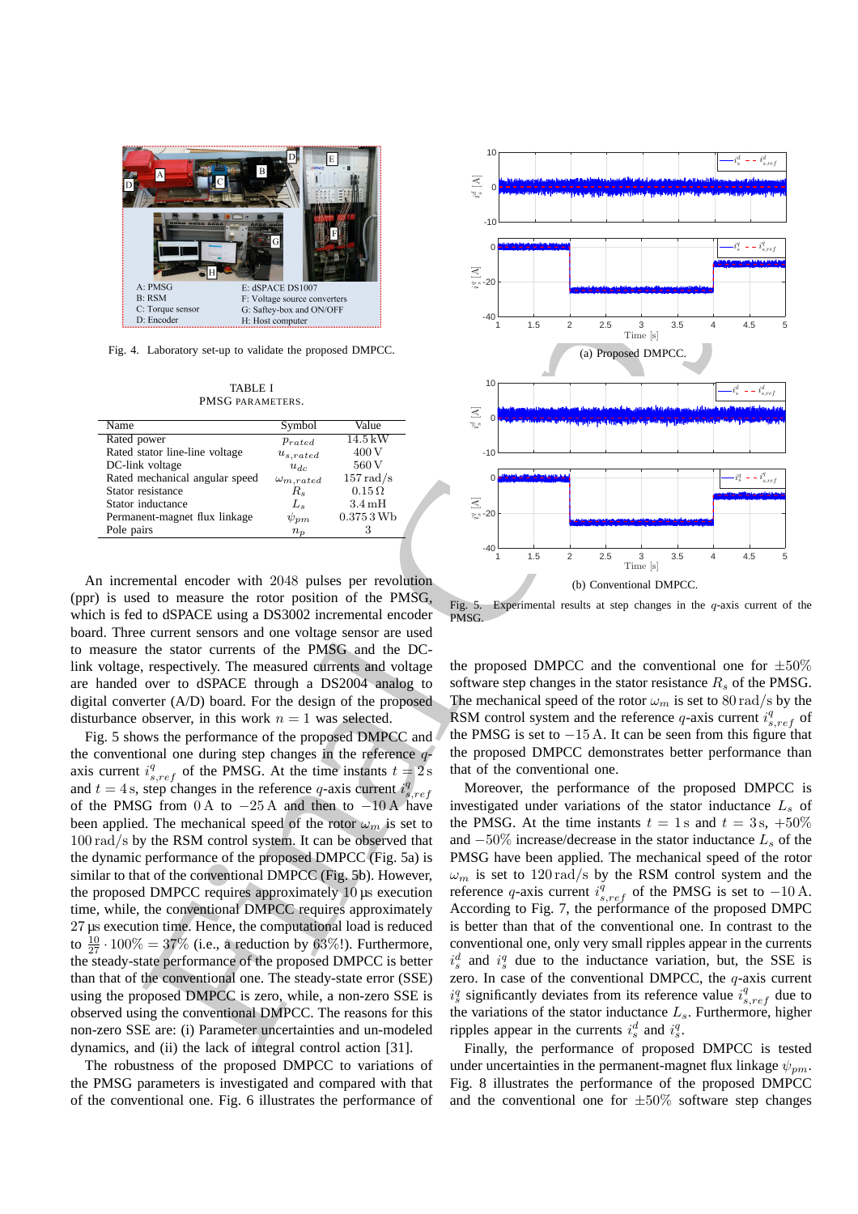A: PMSG
B: RSM
C: Torque sensor
D: Encoder
E: dSPACE DS1007
F: Voltage source converters
G: Saftey-box and ON/OFF
H: Host computer

Fig. 4. Laboratory set-up to validate the proposed DMPCC.

TABLE I
PMSG PARAMETERS.

| Name | Symbol | Value |
|---|---|---|
| Rated power | $p_{rated}$ | $14.5\,\mathrm{kW}$ |
| Rated stator line-line voltage | $u_{s,rated}$ | $400\,\mathrm{V}$ |
| DC-link voltage | $u_{dc}$ | $560\,\mathrm{V}$ |
| Rated mechanical angular speed | $\omega_{m,rated}$ | $157\,\mathrm{rad/s}$ |
| Stator resistance | $R_s$ | $0.15\,\Omega$ |
| Stator inductance | $L_s$ | $3.4\,\mathrm{mH}$ |
| Permanent-magnet flux linkage | $\psi_{pm}$ | $0.3753\,\mathrm{Wb}$ |
| Pole pairs | $n_p$ | $3$ |

An incremental encoder with $2048$ pulses per revolution (ppr) is used to measure the rotor position of the PMSG, which is fed to dSPACE using a DS3002 incremental encoder board. Three current sensors and one voltage sensor are used to measure the stator currents of the PMSG and the DC-link voltage, respectively. The measured currents and voltage are handed over to dSPACE through a DS2004 analog to digital converter (A/D) board. For the design of the proposed disturbance observer, in this work $n = 1$ was selected.

Fig. 5 shows the performance of the proposed DMPCC and the conventional one during step changes in the reference $q$-axis current $i^q_{s,ref}$ of the PMSG. At the time instants $t = 2\,\mathrm{s}$ and $t = 4\,\mathrm{s}$, step changes in the reference $q$-axis current $i^q_{s,ref}$ of the PMSG from $0\,\mathrm{A}$ to $-25\,\mathrm{A}$ and then to $-10\,\mathrm{A}$ have been applied. The mechanical speed of the rotor $\omega_m$ is set to $100\,\mathrm{rad/s}$ by the RSM control system. It can be observed that the dynamic performance of the proposed DMPCC (Fig. 5a) is similar to that of the conventional DMPCC (Fig. 5b). However, the proposed DMPCC requires approximately $10\,\mu\mathrm{s}$ execution time, while, the conventional DMPCC requires approximately $27\,\mu\mathrm{s}$ execution time. Hence, the computational load is reduced to $\frac{10}{27} \cdot 100\% = 37\%$ (i.e., a reduction by $63\%$!). Furthermore, the steady-state performance of the proposed DMPCC is better than that of the conventional one. The steady-state error (SSE) using the proposed DMPCC is zero, while, a non-zero SSE is observed using the conventional DMPCC. The reasons for this non-zero SSE are: (i) Parameter uncertainties and un-modeled dynamics, and (ii) the lack of integral control action [31].

The robustness of the proposed DMPCC to variations of the PMSG parameters is investigated and compared with that of the conventional one. Fig. 6 illustrates the performance of the proposed DMPCC and the conventional one for $\pm 50\%$ software step changes in the stator resistance $R_s$ of the PMSG. The mechanical speed of the rotor $\omega_m$ is set to $80\,\mathrm{rad/s}$ by the RSM control system and the reference $q$-axis current $i^q_{s,ref}$ of the PMSG is set to $-15\,\mathrm{A}$. It can be seen from this figure that the proposed DMPCC demonstrates better performance than that of the conventional one.

Moreover, the performance of the proposed DMPCC is investigated under variations of the stator inductance $L_s$ of the PMSG. At the time instants $t = 1\,\mathrm{s}$ and $t = 3\,\mathrm{s}$, $+50\%$ and $-50\%$ increase/decrease in the stator inductance $L_s$ of the PMSG have been applied. The mechanical speed of the rotor $\omega_m$ is set to $120\,\mathrm{rad/s}$ by the RSM control system and the reference $q$-axis current $i^q_{s,ref}$ of the PMSG is set to $-10\,\mathrm{A}$. According to Fig. 7, the performance of the proposed DMPCC is better than that of the conventional one. In contrast to the conventional one, only very small ripples appear in the currents $i^d_s$ and $i^q_s$ due to the inductance variation, but, the SSE is zero. In case of the conventional DMPCC, the $q$-axis current $i^q_s$ significantly deviates from its reference value $i^q_{s,ref}$ due to the variations of the stator inductance $L_s$. Furthermore, higher ripples appear in the currents $i^d_s$ and $i^q_s$.

Finally, the performance of proposed DMPCC is tested under uncertainties in the permanent-magnet flux linkage $\psi_{pm}$. Fig. 8 illustrates the performance of the proposed DMPCC and the conventional one for $\pm 50\%$ software step changes

10
0
-10
$i^d_s$ [A]
$i^d_s$ $i^d_{s,ref}$
0
-20
-40
$i^q_s$ [A]
$i^q_s$ $i^q_{s,ref}$
1 1.5 2 2.5 3 3.5 4 4.5 5
Time [s]

(a) Proposed DMPCC.

10
0
-10
$i^d_s$ [A]
$i^d_s$ $i^d_{s,ref}$
0
-20
-40
$i^q_s$ [A]
$i^q_s$ $i^q_{s,ref}$
1 1.5 2 2.5 3 3.5 4 4.5 5
Time [s]

(b) Conventional DMPCC.

Fig. 5. Experimental results at step changes in the $q$-axis current of the PMSG.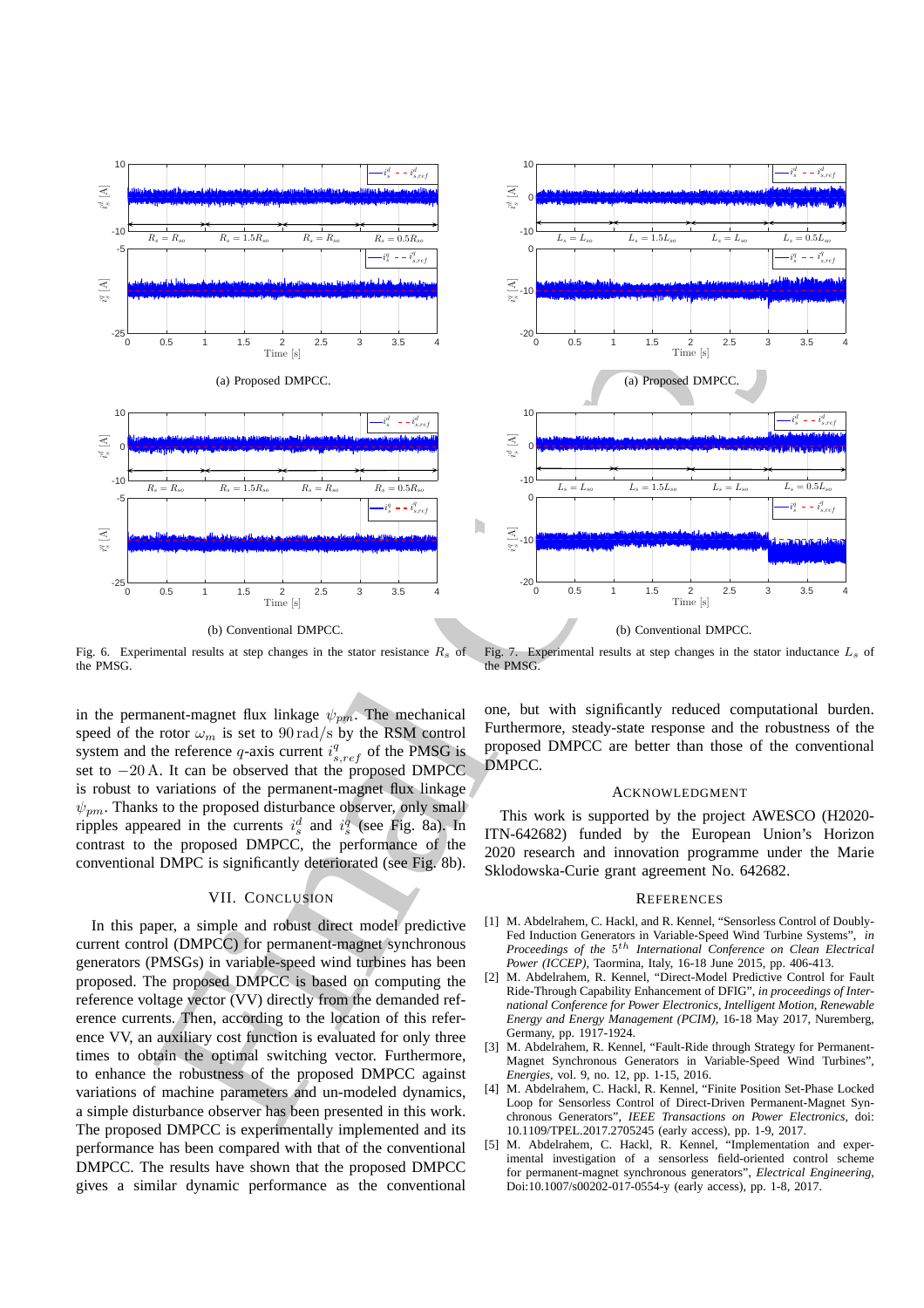$i_s^d$ [A]

10

-10

$i_s^d$ - - $i_{s,ref}^d$

$R_s = R_{so}$ $R_s = 1.5R_{so}$ $R_s = R_{so}$ $R_s = 0.5R_{so}$

$i_s^q$ [A]

-5

-25

$i_s^q$ - - $i_{s,ref}^q$

0 0.5 1 1.5 2 2.5 3 3.5 4

Time [s]

(a) Proposed DMPCC.

$i_s^d$ [A]

10

0

-10

$i_s^d$ - - $i_{s,ref}^d$

$R_s = R_{so}$ $R_s = 1.5R_{so}$ $R_s = R_{so}$ $R_s = 0.5R_{so}$

$i_s^q$ [A]

-5

-25

$i_s^q$ - - $i_{s,ref}^q$

0 0.5 1 1.5 2 2.5 3 3.5 4

Time [s]

(b) Conventional DMPCC.

Fig. 6. Experimental results at step changes in the stator resistance $R_s$ of the PMSG.

$i_s^d$ [A]

10

0

-10

$i_s^d$ - - $i_{s,ref}^d$

$L_s = L_{so}$ $L_s = 1.5L_{so}$ $L_s = L_{so}$ $L_s = 0.5L_{so}$

$i_s^q$ [A]

0

-10

-20

$i_s^q$ - - $i_{s,ref}^q$

0 0.5 1 1.5 2 2.5 3 3.5 4

Time [s]

(a) Proposed DMPCC.

$i_s^d$ [A]

10

0

-10

$i_s^d$ - - $i_{s,ref}^d$

$L_s = L_{so}$ $L_s = 1.5L_{so}$ $L_s = L_{so}$ $L_s = 0.5L_{so}$

$i_s^q$ [A]

0

-10

-20

$i_s^q$ - - $i_{s,ref}^q$

0 0.5 1 1.5 2 2.5 3 3.5 4

Time [s]

(b) Conventional DMPCC.

Fig. 7. Experimental results at step changes in the stator inductance $L_s$ of the PMSG.

in the permanent-magnet flux linkage $\psi_{pm}$. The mechanical speed of the rotor $\omega_m$ is set to $90\,\mathrm{rad/s}$ by the RSM control system and the reference $q$-axis current $i_{s,ref}^q$ of the PMSG is set to $-20\,\mathrm{A}$. It can be observed that the proposed DMPCC is robust to variations of the permanent-magnet flux linkage $\psi_{pm}$. Thanks to the proposed disturbance observer, only small ripples appeared in the currents $i_s^d$ and $i_s^q$ (see Fig. 8a). In contrast to the proposed DMPCC, the performance of the conventional DMPC is significantly deteriorated (see Fig. 8b).

## VII. Conclusion

In this paper, a simple and robust direct model predictive current control (DMPCC) for permanent-magnet synchronous generators (PMSGs) in variable-speed wind turbines has been proposed. The proposed DMPCC is based on computing the reference voltage vector (VV) directly from the demanded reference currents. Then, according to the location of this reference VV, an auxiliary cost function is evaluated for only three times to obtain the optimal switching vector. Furthermore, to enhance the robustness of the proposed DMPCC against variations of machine parameters and un-modeled dynamics, a simple disturbance observer has been presented in this work. The proposed DMPCC is experimentally implemented and its performance has been compared with that of the conventional DMPCC. The results have shown that the proposed DMPCC gives a similar dynamic performance as the conventional one, but with significantly reduced computational burden. Furthermore, steady-state response and the robustness of the proposed DMPCC are better than those of the conventional DMPCC.

## Acknowledgment

This work is supported by the project AWESCO (H2020-ITN-642682) funded by the European Union's Horizon 2020 research and innovation programme under the Marie Sklodowska-Curie grant agreement No. 642682.

## References

[1] M. Abdelrahem, C. Hackl, and R. Kennel, "Sensorless Control of Doubly-Fed Induction Generators in Variable-Speed Wind Turbine Systems", *in Proceedings of the $5^{th}$ International Conference on Clean Electrical Power (ICCEP)*, Taormina, Italy, 16-18 June 2015, pp. 406-413.

[2] M. Abdelrahem, R. Kennel, "Direct-Model Predictive Control for Fault Ride-Through Capability Enhancement of DFIG", *in proceedings of International Conference for Power Electronics, Intelligent Motion, Renewable Energy and Energy Management (PCIM)*, 16-18 May 2017, Nuremberg, Germany, pp. 1917-1924.

[3] M. Abdelrahem, R. Kennel, "Fault-Ride through Strategy for Permanent-Magnet Synchronous Generators in Variable-Speed Wind Turbines", *Energies*, vol. 9, no. 12, pp. 1-15, 2016.

[4] M. Abdelrahem, C. Hackl, R. Kennel, "Finite Position Set-Phase Locked Loop for Sensorless Control of Direct-Driven Permanent-Magnet Synchronous Generators", *IEEE Transactions on Power Electronics*, doi: 10.1109/TPEL.2017.2705245 (early access), pp. 1-9, 2017.

[5] M. Abdelrahem, C. Hackl, R. Kennel, "Implementation and experimental investigation of a sensorless field-oriented control scheme for permanent-magnet synchronous generators", *Electrical Engineering*, Doi:10.1007/s00202-017-0554-y (early access), pp. 1-8, 2017.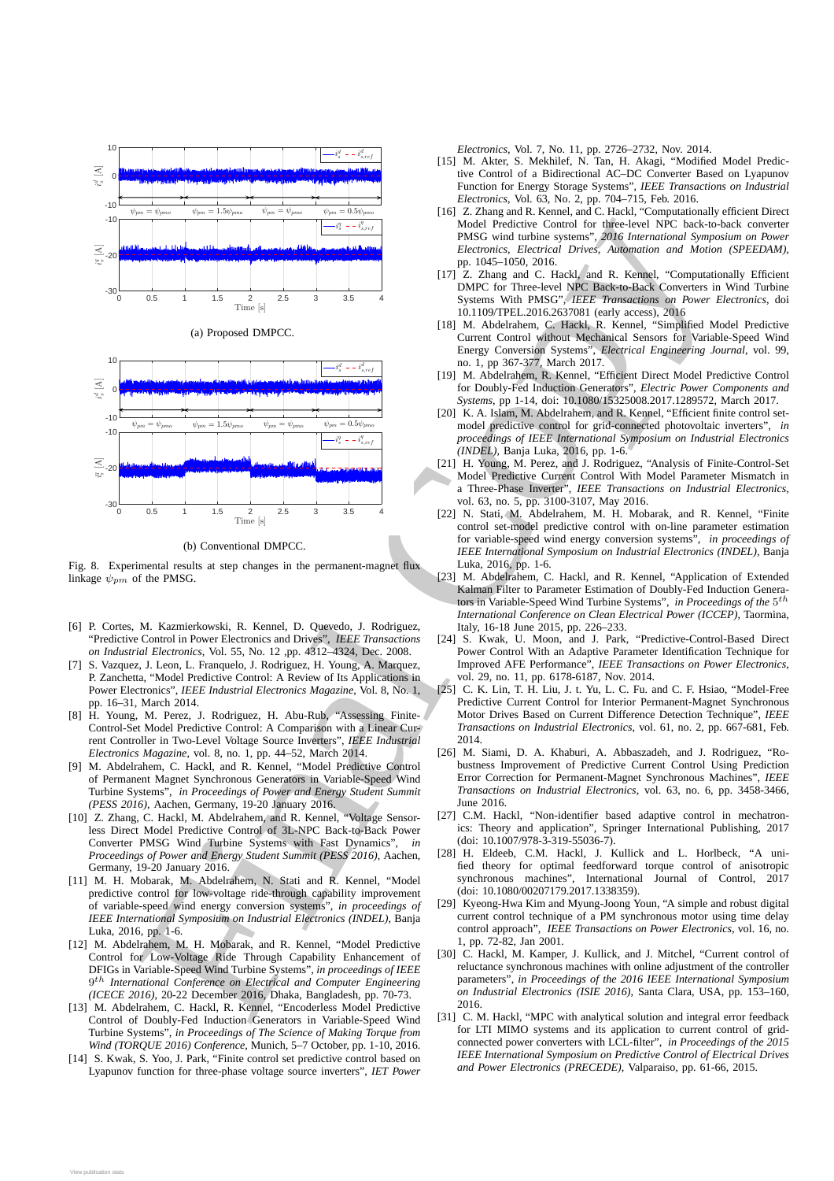10

$i_s^d$ [A]

0

-10

$\psi_{pm} = \psi_{pmo}$ $\psi_{pm} = 1.5\psi_{pmo}$ $\psi_{pm} = \psi_{pmo}$ $\psi_{pm} = 0.5\psi_{pmo}$

$i_s^d$ - - $i_{s,ref}^d$

-10

$i_s^q$ [A] -20

-30

$i_s^q$ - - $i_{s,ref}^q$

0 0.5 1 1.5 2 2.5 3 3.5 4

Time [s]

(a) Proposed DMPCC.

10

$i_s^d$ [A]

0

-10

$\psi_{pm} = \psi_{pmo}$ $\psi_{pm} = 1.5\psi_{pmo}$ $\psi_{pm} = \psi_{pmo}$ $\psi_{pm} = 0.5\psi_{pmo}$

$i_s^d$ - - $i_{s,ref}^d$

-10

$i_s^q$ [A] -20

-30

$i_s^q$ - - $i_{s,ref}^q$

0 0.5 1 1.5 2 2.5 3 3.5 4

Time [s]

(b) Conventional DMPCC.

Fig. 8. Experimental results at step changes in the permanent-magnet flux linkage $\psi_{pm}$ of the PMSG.

[6] P. Cortes, M. Kazmierkowski, R. Kennel, D. Quevedo, J. Rodriguez, "Predictive Control in Power Electronics and Drives", *IEEE Transactions on Industrial Electronics*, Vol. 55, No. 12 ,pp. 4312–4324, Dec. 2008.

[7] S. Vazquez, J. Leon, L. Franquelo, J. Rodriguez, H. Young, A. Marquez, P. Zanchetta, "Model Predictive Control: A Review of Its Applications in Power Electronics", *IEEE Industrial Electronics Magazine*, Vol. 8, No. 1, pp. 16–31, March 2014.

[8] H. Young, M. Perez, J. Rodriguez, H. Abu-Rub, "Assessing Finite-Control-Set Model Predictive Control: A Comparison with a Linear Current Controller in Two-Level Voltage Source Inverters", *IEEE Industrial Electronics Magazine*, vol. 8, no. 1, pp. 44–52, March 2014.

[9] M. Abdelrahem, C. Hackl, and R. Kennel, "Model Predictive Control of Permanent Magnet Synchronous Generators in Variable-Speed Wind Turbine Systems", *in Proceedings of Power and Energy Student Summit (PESS 2016)*, Aachen, Germany, 19-20 January 2016.

[10] Z. Zhang, C. Hackl, M. Abdelrahem, and R. Kennel, "Voltage Sensorless Direct Model Predictive Control of 3L-NPC Back-to-Back Power Converter PMSG Wind Turbine Systems with Fast Dynamics", *in Proceedings of Power and Energy Student Summit (PESS 2016)*, Aachen, Germany, 19-20 January 2016.

[11] M. H. Mobarak, M. Abdelrahem, N. Stati and R. Kennel, "Model predictive control for low-voltage ride-through capability improvement of variable-speed wind energy conversion systems", *in proceedings of IEEE International Symposium on Industrial Electronics (INDEL)*, Banja Luka, 2016, pp. 1-6.

[12] M. Abdelrahem, M. H. Mobarak, and R. Kennel, "Model Predictive Control for Low-Voltage Ride Through Capability Enhancement of DFIGs in Variable-Speed Wind Turbine Systems", *in proceedings of IEEE 9$^{th}$ International Conference on Electrical and Computer Engineering (ICECE 2016)*, 20-22 December 2016, Dhaka, Bangladesh, pp. 70-73.

[13] M. Abdelrahem, C. Hackl, R. Kennel, "Encoderless Model Predictive Control of Doubly-Fed Induction Generators in Variable-Speed Wind Turbine Systems", *in Proceedings of The Science of Making Torque from Wind (TORQUE 2016) Conference*, Munich, 5–7 October, pp. 1-10, 2016.

[14] S. Kwak, U. Yoo, J. Park, "Finite control set predictive control based on Lyapunov function for three-phase voltage source inverters", *IET Power Electronics*, Vol. 7, No. 11, pp. 2726–2732, Nov. 2014.

[15] M. Akter, S. Mekhilef, N. Tan, H. Akagi, "Modified Model Predictive Control of a Bidirectional AC–DC Converter Based on Lyapunov Function for Energy Storage Systems", *IEEE Transactions on Industrial Electronics*, Vol. 63, No. 2, pp. 704–715, Feb. 2016.

[16] Z. Zhang and R. Kennel, and C. Hackl, "Computationally efficient Direct Model Predictive Control for three-level NPC back-to-back converter PMSG wind turbine systems", *2016 International Symposium on Power Electronics, Electrical Drives, Automation and Motion (SPEEDAM)*, pp. 1045–1050, 2016.

[17] Z. Zhang and C. Hackl, and R. Kennel, "Computationally Efficient DMPC for Three-level NPC Back-to-Back Converters in Wind Turbine Systems With PMSG", *IEEE Transactions on Power Electronics*, doi 10.1109/TPEL.2016.2637081 (early access), 2016

[18] M. Abdelrahem, C. Hackl, R. Kennel, "Simplified Model Predictive Current Control without Mechanical Sensors for Variable-Speed Wind Energy Conversion Systems", *Electrical Engineering Journal*, vol. 99, no. 1, pp 367-377, March 2017.

[19] M. Abdelrahem, R. Kennel, "Efficient Direct Model Predictive Control for Doubly-Fed Induction Generators", *Electric Power Components and Systems*, pp 1-14, doi: 10.1080/15325008.2017.1289572, March 2017.

[20] K. A. Islam, M. Abdelrahem, and R. Kennel, "Efficient finite control set-model predictive control for grid-connected photovoltaic inverters", *in proceedings of IEEE International Symposium on Industrial Electronics (INDEL)*, Banja Luka, 2016, pp. 1-6.

[21] H. Young, M. Perez, and J. Rodriguez, "Analysis of Finite-Control-Set Model Predictive Current Control With Model Parameter Mismatch in a Three-Phase Inverter", *IEEE Transactions on Industrial Electronics*, vol. 63, no. 5, pp. 3100-3107, May 2016.

[22] N. Stati, M. Abdelrahem, M. H. Mobarak, and R. Kennel, "Finite control set-model predictive control with on-line parameter estimation for variable-speed wind energy conversion systems", *in proceedings of IEEE International Symposium on Industrial Electronics (INDEL)*, Banja Luka, 2016, pp. 1-6.

[23] M. Abdelrahem, C. Hackl, and R. Kennel, "Application of Extended Kalman Filter to Parameter Estimation of Doubly-Fed Induction Generators in Variable-Speed Wind Turbine Systems", *in Proceedings of the 5$^{th}$ International Conference on Clean Electrical Power (ICCEP)*, Taormina, Italy, 16-18 June 2015, pp. 226–233.

[24] S. Kwak, U. Moon, and J. Park, "Predictive-Control-Based Direct Power Control With an Adaptive Parameter Identification Technique for Improved AFE Performance", *IEEE Transactions on Power Electronics*, vol. 29, no. 11, pp. 6178-6187, Nov. 2014.

[25] C. K. Lin, T. H. Liu, J. t. Yu, L. C. Fu, and C. F. Hsiao, "Model-Free Predictive Current Control for Interior Permanent-Magnet Synchronous Motor Drives Based on Current Difference Detection Technique", *IEEE Transactions on Industrial Electronics*, vol. 61, no. 2, pp. 667-681, Feb. 2014.

[26] M. Siami, D. A. Khaburi, A. Abbaszadeh, and J. Rodriguez, "Robustness Improvement of Predictive Current Control Using Prediction Error Correction for Permanent-Magnet Synchronous Machines", *IEEE Transactions on Industrial Electronics*, vol. 63, no. 6, pp. 3458-3466, June 2016.

[27] C.M. Hackl, "Non-identifier based adaptive control in mechatronics: Theory and application", Springer International Publishing, 2017 (doi: 10.1007/978-3-319-55036-7).

[28] H. Eldeeb, C.M. Hackl, J. Kullick and L. Horlbeck, "A unified theory for optimal feedforward torque control of anisotropic synchronous machines", International Journal of Control, 2017 (doi: 10.1080/00207179.2017.1338359).

[29] Kyeong-Hwa Kim and Myung-Joong Youn, "A simple and robust digital current control technique of a PM synchronous motor using time delay control approach", *IEEE Transactions on Power Electronics*, vol. 16, no. 1, pp. 72-82, Jan 2001.

[30] C. Hackl, M. Kamper, J. Kullick, and J. Mitchel, "Current control of reluctance synchronous machines with online adjustment of the controller parameters", *in Proceedings of the 2016 IEEE International Symposium on Industrial Electronics (ISIE 2016)*, Santa Clara, USA, pp. 153–160, 2016.

[31] C. M. Hackl, "MPC with analytical solution and integral error feedback for LTI MIMO systems and its application to current control of grid-connected power converters with LCL-filter", *in Proceedings of the 2015 IEEE International Symposium on Predictive Control of Electrical Drives and Power Electronics (PRECEDE)*, Valparaiso, pp. 61-66, 2015.